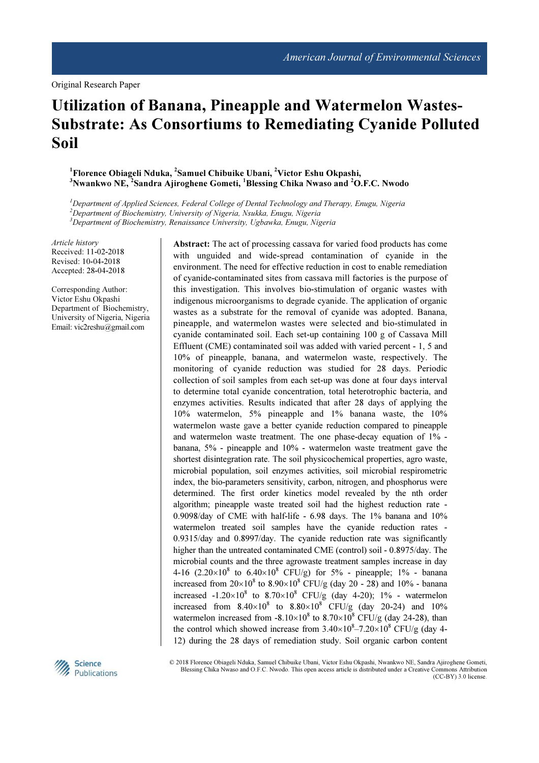Original Research Paper

# Utilization of Banana, Pineapple and Watermelon Wastes-Substrate: As Consortiums to Remediating Cyanide Polluted Soil

**[1]Florence Obiageli Nduka, [2]Samuel Chibuike Ubani, [2]Victor Eshu Okpashi, [3]Nwankwo NE, [2]Sandra Ajiroghene Gometi, [1]Blessing Chika Nwaso and [2]O.F.C. Nwodo**

*[1]Department of Applied Sciences, Federal College of Dental Technology and Therapy, Enugu, Nigeria*
*[2]Department of Biochemistry, University of Nigeria, Nsukka, Enugu, Nigeria*
*[3]Department of Biochemistry, Renaissance University, Ugbawka, Enugu, Nigeria*

*Article history*
Received: 11-02-2018
Revised: 10-04-2018
Accepted: 28-04-2018

Corresponding Author:
Victor Eshu Okpashi
Department of Biochemistry, University of Nigeria, Nigeria
Email: vic2reshu@gmail.com

**Abstract:** The act of processing cassava for varied food products has come with unguided and wide-spread contamination of cyanide in the environment. The need for effective reduction in cost to enable remediation of cyanide-contaminated sites from cassava mill factories is the purpose of this investigation. This involves bio-stimulation of organic wastes with indigenous microorganisms to degrade cyanide. The application of organic wastes as a substrate for the removal of cyanide was adopted. Banana, pineapple, and watermelon wastes were selected and bio-stimulated in cyanide contaminated soil. Each set-up containing 100 g of Cassava Mill Effluent (CME) contaminated soil was added with varied percent - 1, 5 and 10% of pineapple, banana, and watermelon waste, respectively. The monitoring of cyanide reduction was studied for 28 days. Periodic collection of soil samples from each set-up was done at four days interval to determine total cyanide concentration, total heterotrophic bacteria, and enzymes activities. Results indicated that after 28 days of applying the 10% watermelon, 5% pineapple and 1% banana waste, the 10% watermelon waste gave a better cyanide reduction compared to pineapple and watermelon waste treatment. The one phase-decay equation of 1% - banana, 5% - pineapple and 10% - watermelon waste treatment gave the shortest disintegration rate. The soil physicochemical properties, agro waste, microbial population, soil enzymes activities, soil microbial respirometric index, the bio-parameters sensitivity, carbon, nitrogen, and phosphorus were determined. The first order kinetics model revealed by the nth order algorithm; pineapple waste treated soil had the highest reduction rate - 0.9098/day of CME with half-life - 6.98 days. The 1% banana and 10% watermelon treated soil samples have the cyanide reduction rates - 0.9315/day and 0.8997/day. The cyanide reduction rate was significantly higher than the untreated contaminated CME (control) soil - 0.8975/day. The microbial counts and the three agrowaste treatment samples increase in day 4-16 ($2.20\times10^8$ to $6.40\times10^8$ CFU/g) for 5% - pineapple; 1% - banana increased from $20\times10^8$ to $8.90\times10^8$ CFU/g (day 20 - 28) and 10% - banana increased $-1.20\times10^8$ to $8.70\times10^8$ CFU/g (day 4-20); 1% - watermelon increased from $8.40\times10^8$ to $8.80\times10^8$ CFU/g (day 20-24) and 10% watermelon increased from $-8.10\times10^8$ to $8.70\times10^8$ CFU/g (day 24-28), than the control which showed increase from $3.40\times10^8$–$7.20\times10^8$ CFU/g (day 4-12) during the 28 days of remediation study. Soil organic carbon content

© 2018 Florence Obiageli Nduka, Samuel Chibuike Ubani, Victor Eshu Okpashi, Nwankwo NE, Sandra Ajiroghene Gometi, Blessing Chika Nwaso and O.F.C. Nwodo. This open access article is distributed under a Creative Commons Attribution (CC-BY) 3.0 license.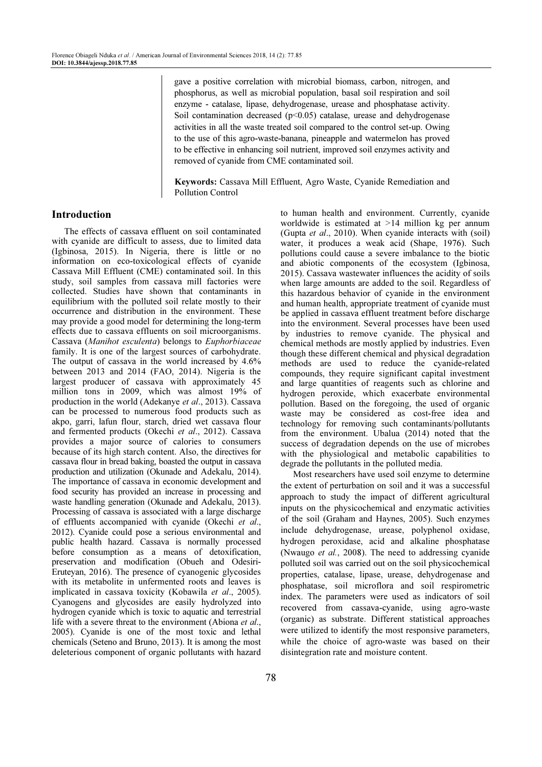gave a positive correlation with microbial biomass, carbon, nitrogen, and phosphorus, as well as microbial population, basal soil respiration and soil enzyme - catalase, lipase, dehydrogenase, urease and phosphatase activity. Soil contamination decreased ($p<0.05$) catalase, urease and dehydrogenase activities in all the waste treated soil compared to the control set-up. Owing to the use of this agro-waste-banana, pineapple and watermelon has proved to be effective in enhancing soil nutrient, improved soil enzymes activity and removed of cyanide from CME contaminated soil.

**Keywords:** Cassava Mill Effluent, Agro Waste, Cyanide Remediation and Pollution Control

## Introduction

The effects of cassava effluent on soil contaminated with cyanide are difficult to assess, due to limited data (Igbinosa, 2015). In Nigeria, there is little or no information on eco-toxicological effects of cyanide Cassava Mill Effluent (CME) contaminated soil. In this study, soil samples from cassava mill factories were collected. Studies have shown that contaminants in equilibrium with the polluted soil relate mostly to their occurrence and distribution in the environment. These may provide a good model for determining the long-term effects due to cassava effluents on soil microorganisms. Cassava (*Manihot esculenta*) belongs to *Euphorbiaceae* family. It is one of the largest sources of carbohydrate. The output of cassava in the world increased by 4.6% between 2013 and 2014 (FAO, 2014). Nigeria is the largest producer of cassava with approximately 45 million tons in 2009, which was almost 19% of production in the world (Adekanye *et al*., 2013). Cassava can be processed to numerous food products such as akpo, garri, lafun flour, starch, dried wet cassava flour and fermented products (Okechi *et al*., 2012). Cassava provides a major source of calories to consumers because of its high starch content. Also, the directives for cassava flour in bread baking, boasted the output in cassava production and utilization (Okunade and Adekalu, 2014). The importance of cassava in economic development and food security has provided an increase in processing and waste handling generation (Okunade and Adekalu, 2013). Processing of cassava is associated with a large discharge of effluents accompanied with cyanide (Okechi *et al*., 2012). Cyanide could pose a serious environmental and public health hazard. Cassava is normally processed before consumption as a means of detoxification, preservation and modification (Obueh and Odesiri-Eruteyan, 2016). The presence of cyanogenic glycosides with its metabolite in unfermented roots and leaves is implicated in cassava toxicity (Kobawila *et al*., 2005). Cyanogens and glycosides are easily hydrolyzed into hydrogen cyanide which is toxic to aquatic and terrestrial life with a severe threat to the environment (Abiona *et al*., 2005). Cyanide is one of the most toxic and lethal chemicals (Seteno and Bruno, 2013). It is among the most deleterious component of organic pollutants with hazard to human health and environment. Currently, cyanide worldwide is estimated at >14 million kg per annum (Gupta *et al*., 2010). When cyanide interacts with (soil) water, it produces a weak acid (Shape, 1976). Such pollutions could cause a severe imbalance to the biotic and abiotic components of the ecosystem (Igbinosa, 2015). Cassava wastewater influences the acidity of soils when large amounts are added to the soil. Regardless of this hazardous behavior of cyanide in the environment and human health, appropriate treatment of cyanide must be applied in cassava effluent treatment before discharge into the environment. Several processes have been used by industries to remove cyanide. The physical and chemical methods are mostly applied by industries. Even though these different chemical and physical degradation methods are used to reduce the cyanide-related compounds, they require significant capital investment and large quantities of reagents such as chlorine and hydrogen peroxide, which exacerbate environmental pollution. Based on the foregoing, the used of organic waste may be considered as cost-free idea and technology for removing such contaminants/pollutants from the environment. Ubalua (2014) noted that the success of degradation depends on the use of microbes with the physiological and metabolic capabilities to degrade the pollutants in the polluted media.

Most researchers have used soil enzyme to determine the extent of perturbation on soil and it was a successful approach to study the impact of different agricultural inputs on the physicochemical and enzymatic activities of the soil (Graham and Haynes, 2005). Such enzymes include dehydrogenase, urease, polyphenol oxidase, hydrogen peroxidase, acid and alkaline phosphatase (Nwaugo *et al.*, 2008). The need to addressing cyanide polluted soil was carried out on the soil physicochemical properties, catalase, lipase, urease, dehydrogenase and phosphatase, soil microflora and soil respirometric index. The parameters were used as indicators of soil recovered from cassava-cyanide, using agro-waste (organic) as substrate. Different statistical approaches were utilized to identify the most responsive parameters, while the choice of agro-waste was based on their disintegration rate and moisture content.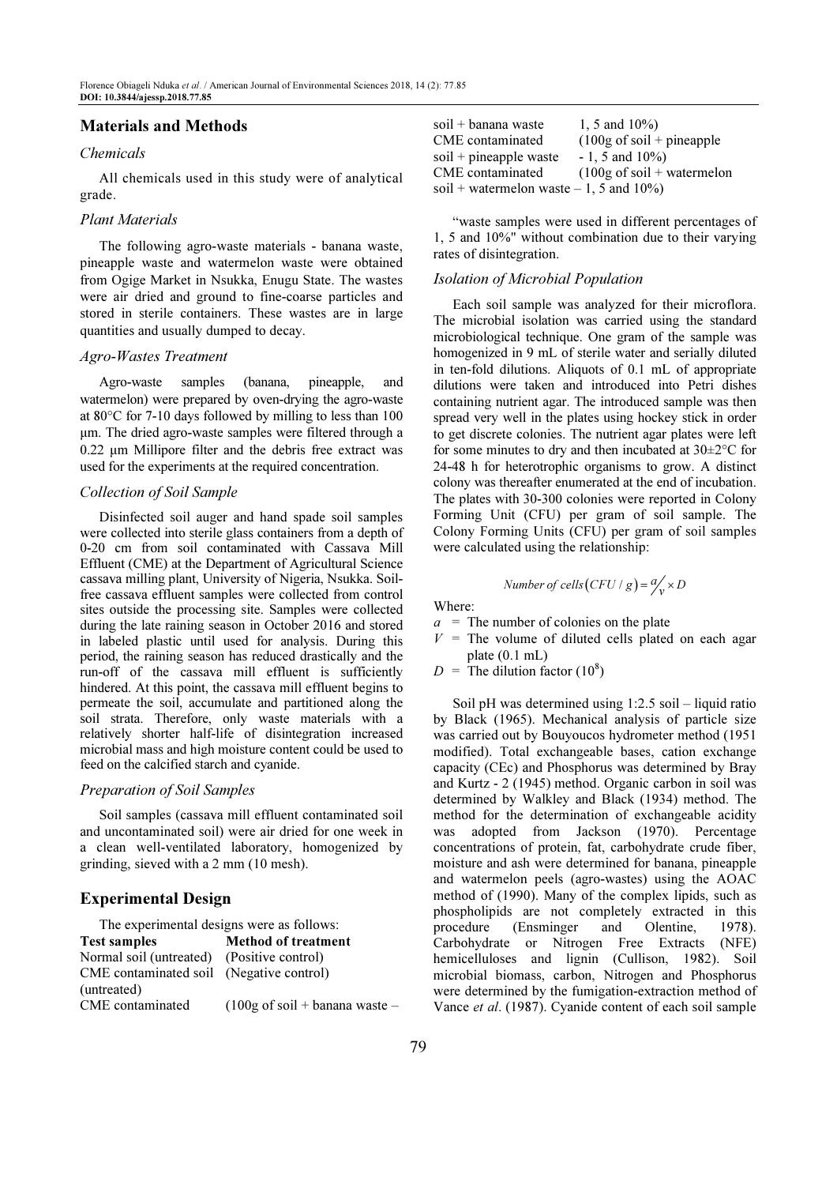## Materials and Methods

### Chemicals

All chemicals used in this study were of analytical grade.

### Plant Materials

The following agro-waste materials - banana waste, pineapple waste and watermelon waste were obtained from Ogige Market in Nsukka, Enugu State. The wastes were air dried and ground to fine-coarse particles and stored in sterile containers. These wastes are in large quantities and usually dumped to decay.

### Agro-Wastes Treatment

Agro-waste samples (banana, pineapple, and watermelon) were prepared by oven-drying the agro-waste at 80°C for 7-10 days followed by milling to less than 100 µm. The dried agro-waste samples were filtered through a 0.22 µm Millipore filter and the debris free extract was used for the experiments at the required concentration.

### Collection of Soil Sample

Disinfected soil auger and hand spade soil samples were collected into sterile glass containers from a depth of 0-20 cm from soil contaminated with Cassava Mill Effluent (CME) at the Department of Agricultural Science cassava milling plant, University of Nigeria, Nsukka. Soil-free cassava effluent samples were collected from control sites outside the processing site. Samples were collected during the late raining season in October 2016 and stored in labeled plastic until used for analysis. During this period, the raining season has reduced drastically and the run-off of the cassava mill effluent is sufficiently hindered. At this point, the cassava mill effluent begins to permeate the soil, accumulate and partitioned along the soil strata. Therefore, only waste materials with a relatively shorter half-life of disintegration increased microbial mass and high moisture content could be used to feed on the calcified starch and cyanide.

### Preparation of Soil Samples

Soil samples (cassava mill effluent contaminated soil and uncontaminated soil) were air dried for one week in a clean well-ventilated laboratory, homogenized by grinding, sieved with a 2 mm (10 mesh).

## Experimental Design

The experimental designs were as follows:

| Test samples | Method of treatment |
|---|---|
| Normal soil (untreated) | (Positive control) |
| CME contaminated soil (untreated) | (Negative control) |
| CME contaminated soil + banana waste | (100g of soil + banana waste – 1, 5 and 10%) |
| CME contaminated soil + pineapple waste | (100g of soil + pineapple - 1, 5 and 10%) |
| CME contaminated soil + watermelon waste | (100g of soil + watermelon waste – 1, 5 and 10%) |

"waste samples were used in different percentages of 1, 5 and 10%" without combination due to their varying rates of disintegration.

### Isolation of Microbial Population

Each soil sample was analyzed for their microflora. The microbial isolation was carried using the standard microbiological technique. One gram of the sample was homogenized in 9 mL of sterile water and serially diluted in ten-fold dilutions. Aliquots of 0.1 mL of appropriate dilutions were taken and introduced into Petri dishes containing nutrient agar. The introduced sample was then spread very well in the plates using hockey stick in order to get discrete colonies. The nutrient agar plates were left for some minutes to dry and then incubated at 30±2°C for 24-48 h for heterotrophic organisms to grow. A distinct colony was thereafter enumerated at the end of incubation. The plates with 30-300 colonies were reported in Colony Forming Unit (CFU) per gram of soil sample. The Colony Forming Units (CFU) per gram of soil samples were calculated using the relationship:

$$Number\ of\ cells(CFU/g) = \frac{a}{v} \times D$$

Where:

- $a$ = The number of colonies on the plate
- $V$ = The volume of diluted cells plated on each agar plate (0.1 mL)
- $D$ = The dilution factor ($10^8$)

Soil pH was determined using 1:2.5 soil – liquid ratio by Black (1965). Mechanical analysis of particle size was carried out by Bouyoucos hydrometer method (1951 modified). Total exchangeable bases, cation exchange capacity (CEc) and Phosphorus was determined by Bray and Kurtz - 2 (1945) method. Organic carbon in soil was determined by Walkley and Black (1934) method. The method for the determination of exchangeable acidity was adopted from Jackson (1970). Percentage concentrations of protein, fat, carbohydrate crude fiber, moisture and ash were determined for banana, pineapple and watermelon peels (agro-wastes) using the AOAC method of (1990). Many of the complex lipids, such as phospholipids are not completely extracted in this procedure (Ensminger and Olentine, 1978). Carbohydrate or Nitrogen Free Extracts (NFE) hemicelluloses and lignin (Cullison, 1982). Soil microbial biomass, carbon, Nitrogen and Phosphorus were determined by the fumigation-extraction method of Vance *et al*. (1987). Cyanide content of each soil sample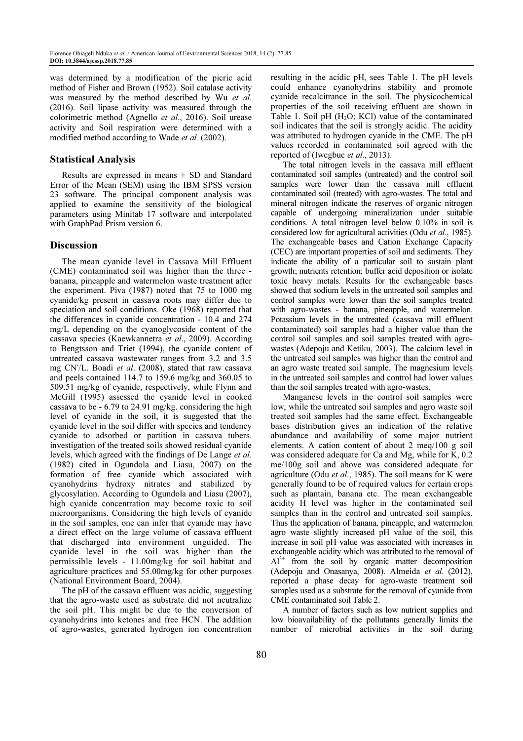was determined by a modification of the picric acid method of Fisher and Brown (1952). Soil catalase activity was measured by the method described by Wu *et al*. (2016). Soil lipase activity was measured through the colorimetric method (Agnello *et al*., 2016). Soil urease activity and Soil respiration were determined with a modified method according to Wade *et al.* (2002).

## Statistical Analysis

Results are expressed in means ± SD and Standard Error of the Mean (SEM) using the IBM SPSS version 23 software. The principal component analysis was applied to examine the sensitivity of the biological parameters using Minitab 17 software and interpolated with GraphPad Prism version 6.

## Discussion

The mean cyanide level in Cassava Mill Effluent (CME) contaminated soil was higher than the three - banana, pineapple and watermelon waste treatment after the experiment. Piva (1987) noted that 75 to 1000 mg cyanide/kg present in cassava roots may differ due to speciation and soil conditions. Oke (1968) reported that the differences in cyanide concentration - 10.4 and 274 mg/L depending on the cyanoglycoside content of the cassava species (Kaewkannetra *et al*., 2009). According to Bengtsson and Triet (1994), the cyanide content of untreated cassava wastewater ranges from 3.2 and 3.5 mg $CN^-$/L. Boadi *et al*. (2008), stated that raw cassava and peels contained 114.7 to 159.6 mg/kg and 360.05 to 509.51 mg/kg of cyanide, respectively, while Flynn and McGill (1995) assessed the cyanide level in cooked cassava to be - 6.79 to 24.91 mg/kg. considering the high level of cyanide in the soil, it is suggested that the cyanide level in the soil differ with species and tendency cyanide to adsorbed or partition in cassava tubers. investigation of the treated soils showed residual cyanide levels, which agreed with the findings of De Lange *et al.* (1982) cited in Ogundola and Liasu, 2007) on the formation of free cyanide which associated with cyanohydrins hydroxy nitrates and stabilized by glycosylation. According to Ogundola and Liasu (2007), high cyanide concentration may become toxic to soil microorganisms. Considering the high levels of cyanide in the soil samples, one can infer that cyanide may have a direct effect on the large volume of cassava effluent that discharged into environment unguided. The cyanide level in the soil was higher than the permissible levels - 11.00mg/kg for soil habitat and agriculture practices and 55.00mg/kg for other purposes (National Environment Board, 2004).

The pH of the cassava effluent was acidic, suggesting that the agro-waste used as substrate did not neutralize the soil pH. This might be due to the conversion of cyanohydrins into ketones and free HCN. The addition of agro-wastes, generated hydrogen ion concentration resulting in the acidic pH, sees Table 1. The pH levels could enhance cyanohydrins stability and promote cyanide recalcitrance in the soil. The physicochemical properties of the soil receiving effluent are shown in Table 1. Soil pH ($H_2O$; KCl) value of the contaminated soil indicates that the soil is strongly acidic. The acidity was attributed to hydrogen cyanide in the CME. The pH values recorded in contaminated soil agreed with the reported of (Iwegbue *et al*., 2013).

The total nitrogen levels in the cassava mill effluent contaminated soil samples (untreated) and the control soil samples were lower than the cassava mill effluent contaminated soil (treated) with agro-wastes. The total and mineral nitrogen indicate the reserves of organic nitrogen capable of undergoing mineralization under suitable conditions. A total nitrogen level below 0.10% in soil is considered low for agricultural activities (Odu *et al*., 1985). The exchangeable bases and Cation Exchange Capacity (CEC) are important properties of soil and sediments. They indicate the ability of a particular soil to sustain plant growth; nutrients retention; buffer acid deposition or isolate toxic heavy metals. Results for the exchangeable bases showed that sodium levels in the untreated soil samples and control samples were lower than the soil samples treated with agro-wastes - banana, pineapple, and watermelon. Potassium levels in the untreated (cassava mill effluent contaminated) soil samples had a higher value than the control soil samples and soil samples treated with agro-wastes (Adepoju and Ketiku, 2003). The calcium level in the untreated soil samples was higher than the control and an agro waste treated soil sample. The magnesium levels in the untreated soil samples and control had lower values than the soil samples treated with agro-wastes.

Manganese levels in the control soil samples were low, while the untreated soil samples and agro waste soil treated soil samples had the same effect. Exchangeable bases distribution gives an indication of the relative abundance and availability of some major nutrient elements. A cation content of about 2 meq/100 g soil was considered adequate for Ca and Mg, while for K, 0.2 me/100g soil and above was considered adequate for agriculture (Odu *et al*., 1985). The soil means for K were generally found to be of required values for certain crops such as plantain, banana etc. The mean exchangeable acidity H level was higher in the contaminated soil samples than in the control and untreated soil samples. Thus the application of banana, pineapple, and watermelon agro waste slightly increased pH value of the soil, this increase in soil pH value was associated with increases in exchangeable acidity which was attributed to the removal of $Al^{3+}$ from the soil by organic matter decomposition (Adepoju and Onasanya, 2008). Almeida *et al*. (2012), reported a phase decay for agro-waste treatment soil samples used as a substrate for the removal of cyanide from CME contaminated soil Table 2.

A number of factors such as low nutrient supplies and low bioavailability of the pollutants generally limits the number of microbial activities in the soil during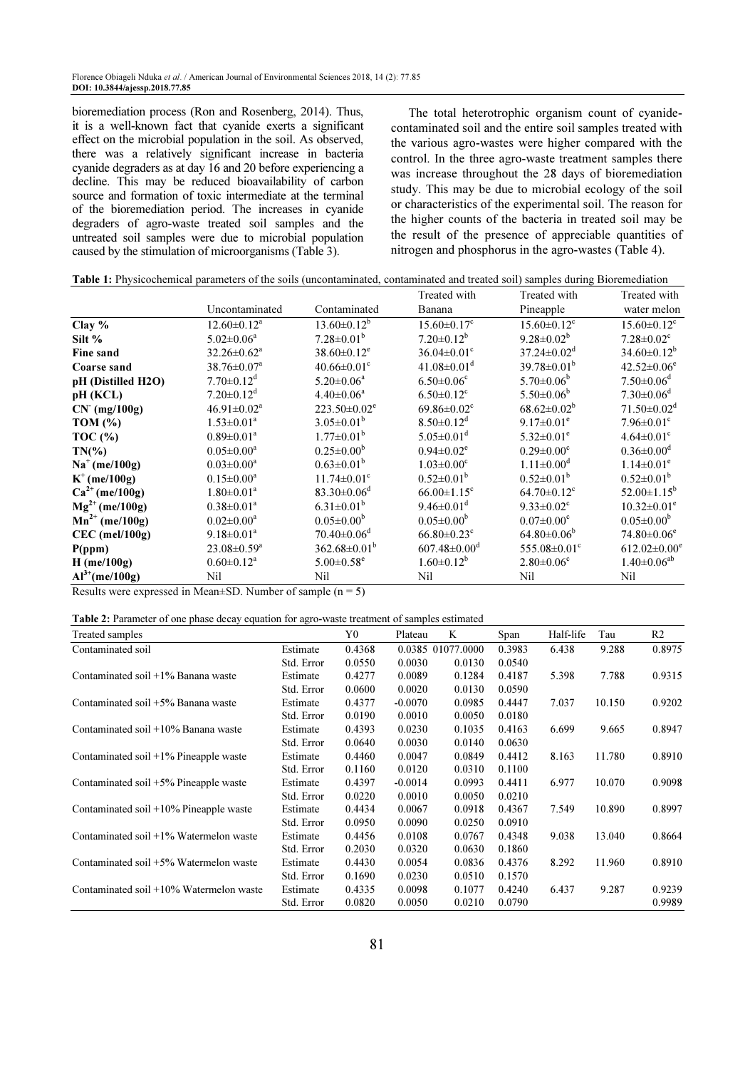bioremediation process (Ron and Rosenberg, 2014). Thus, it is a well-known fact that cyanide exerts a significant effect on the microbial population in the soil. As observed, there was a relatively significant increase in bacteria cyanide degraders as at day 16 and 20 before experiencing a decline. This may be reduced bioavailability of carbon source and formation of toxic intermediate at the terminal of the bioremediation period. The increases in cyanide degraders of agro-waste treated soil samples and the untreated soil samples were due to microbial population caused by the stimulation of microorganisms (Table 3).

The total heterotrophic organism count of cyanide-contaminated soil and the entire soil samples treated with the various agro-wastes were higher compared with the control. In the three agro-waste treatment samples there was increase throughout the 28 days of bioremediation study. This may be due to microbial ecology of the soil or characteristics of the experimental soil. The reason for the higher counts of the bacteria in treated soil may be the result of the presence of appreciable quantities of nitrogen and phosphorus in the agro-wastes (Table 4).

**Table 1:** Physicochemical parameters of the soils (uncontaminated, contaminated and treated soil) samples during Bioremediation

| | Uncontaminated | Contaminated | Treated with Banana | Treated with Pineapple | Treated with water melon |
|---|---|---|---|---|---|
| **Clay %** | 12.60±0.12[a] | 13.60±0.12[b] | 15.60±0.17[c] | 15.60±0.12[c] | 15.60±0.12[c] |
| **Silt %** | 5.02±0.06[a] | 7.28±0.01[b] | 7.20±0.12[b] | 9.28±0.02[b] | 7.28±0.02[c] |
| **Fine sand** | 32.26±0.62[a] | 38.60±0.12[e] | 36.04±0.01[c] | 37.24±0.02[d] | 34.60±0.12[b] |
| **Coarse sand** | 38.76±0.07[a] | 40.66±0.01[c] | 41.08±0.01[d] | 39.78±0.01[b] | 42.52±0.06[e] |
| **pH (Distilled H2O)** | 7.70±0.12[d] | 5.20±0.06[a] | 6.50±0.06[c] | 5.70±0.06[b] | 7.50±0.06[d] |
| **pH (KCL)** | 7.20±0.12[d] | 4.40±0.06[a] | 6.50±0.12[c] | 5.50±0.06[b] | 7.30±0.06[d] |
| **$CN^-$ (mg/100g)** | 46.91±0.02[a] | 223.50±0.02[e] | 69.86±0.02[c] | 68.62±0.02[b] | 71.50±0.02[d] |
| **TOM (%)** | 1.53±0.01[a] | 3.05±0.01[b] | 8.50±0.12[d] | 9.17±0.01[e] | 7.96±0.01[c] |
| **TOC (%)** | 0.89±0.01[a] | 1.77±0.01[b] | 5.05±0.01[d] | 5.32±0.01[e] | 4.64±0.01[c] |
| **TN(%)** | 0.05±0.00[a] | 0.25±0.00[b] | 0.94±0.02[e] | 0.29±0.00[c] | 0.36±0.00[d] |
| **$Na^+$ (me/100g)** | 0.03±0.00[a] | 0.63±0.01[b] | 1.03±0.00[c] | 1.11±0.00[d] | 1.14±0.01[e] |
| **$K^+$ (me/100g)** | 0.15±0.00[a] | 11.74±0.01[c] | 0.52±0.01[b] | 0.52±0.01[b] | 0.52±0.01[b] |
| **$Ca^{2+}$ (me/100g)** | 1.80±0.01[a] | 83.30±0.06[d] | 66.00±1.15[c] | 64.70±0.12[c] | 52.00±1.15[b] |
| **$Mg^{2+}$ (me/100g)** | 0.38±0.01[a] | 6.31±0.01[b] | 9.46±0.01[d] | 9.33±0.02[c] | 10.32±0.01[e] |
| **$Mn^{2+}$ (me/100g)** | 0.02±0.00[a] | 0.05±0.00[b] | 0.05±0.00[b] | 0.07±0.00[c] | 0.05±0.00[b] |
| **CEC (mel/100g)** | 9.18±0.01[a] | 70.40±0.06[d] | 66.80±0.23[c] | 64.80±0.06[b] | 74.80±0.06[e] |
| **P(ppm)** | 23.08±0.59[a] | 362.68±0.01[b] | 607.48±0.00[d] | 555.08±0.01[c] | 612.02±0.00[e] |
| **H (me/100g)** | 0.60±0.12[a] | 5.00±0.58[e] | 1.60±0.12[b] | 2.80±0.06[c] | 1.40±0.06[ab] |
| **$Al^{3+}$(me/100g)** | Nil | Nil | Nil | Nil | Nil |

Results were expressed in Mean±SD. Number of sample (n = 5)

**Table 2:** Parameter of one phase decay equation for agro-waste treatment of samples estimated

| Treated samples | | Y0 | Plateau | K | Span | Half-life | Tau | R2 |
|---|---|---|---|---|---|---|---|---|
| Contaminated soil | Estimate | 0.4368 | 0.0385 | 01077.0000 | 0.3983 | 6.438 | 9.288 | 0.8975 |
| | Std. Error | 0.0550 | 0.0030 | 0.0130 | 0.0540 | | | |
| Contaminated soil +1% Banana waste | Estimate | 0.4277 | 0.0089 | 0.1284 | 0.4187 | 5.398 | 7.788 | 0.9315 |
| | Std. Error | 0.0600 | 0.0020 | 0.0130 | 0.0590 | | | |
| Contaminated soil +5% Banana waste | Estimate | 0.4377 | -0.0070 | 0.0985 | 0.4447 | 7.037 | 10.150 | 0.9202 |
| | Std. Error | 0.0190 | 0.0010 | 0.0050 | 0.0180 | | | |
| Contaminated soil +10% Banana waste | Estimate | 0.4393 | 0.0230 | 0.1035 | 0.4163 | 6.699 | 9.665 | 0.8947 |
| | Std. Error | 0.0640 | 0.0030 | 0.0140 | 0.0630 | | | |
| Contaminated soil +1% Pineapple waste | Estimate | 0.4460 | 0.0047 | 0.0849 | 0.4412 | 8.163 | 11.780 | 0.8910 |
| | Std. Error | 0.1160 | 0.0120 | 0.0310 | 0.1100 | | | |
| Contaminated soil +5% Pineapple waste | Estimate | 0.4397 | -0.0014 | 0.0993 | 0.4411 | 6.977 | 10.070 | 0.9098 |
| | Std. Error | 0.0220 | 0.0010 | 0.0050 | 0.0210 | | | |
| Contaminated soil +10% Pineapple waste | Estimate | 0.4434 | 0.0067 | 0.0918 | 0.4367 | 7.549 | 10.890 | 0.8997 |
| | Std. Error | 0.0950 | 0.0090 | 0.0250 | 0.0910 | | | |
| Contaminated soil +1% Watermelon waste | Estimate | 0.4456 | 0.0108 | 0.0767 | 0.4348 | 9.038 | 13.040 | 0.8664 |
| | Std. Error | 0.2030 | 0.0320 | 0.0630 | 0.1860 | | | |
| Contaminated soil +5% Watermelon waste | Estimate | 0.4430 | 0.0054 | 0.0836 | 0.4376 | 8.292 | 11.960 | 0.8910 |
| | Std. Error | 0.1690 | 0.0230 | 0.0510 | 0.1570 | | | |
| Contaminated soil +10% Watermelon waste | Estimate | 0.4335 | 0.0098 | 0.1077 | 0.4240 | 6.437 | 9.287 | 0.9239 |
| | Std. Error | 0.0820 | 0.0050 | 0.0210 | 0.0790 | | | 0.9989 |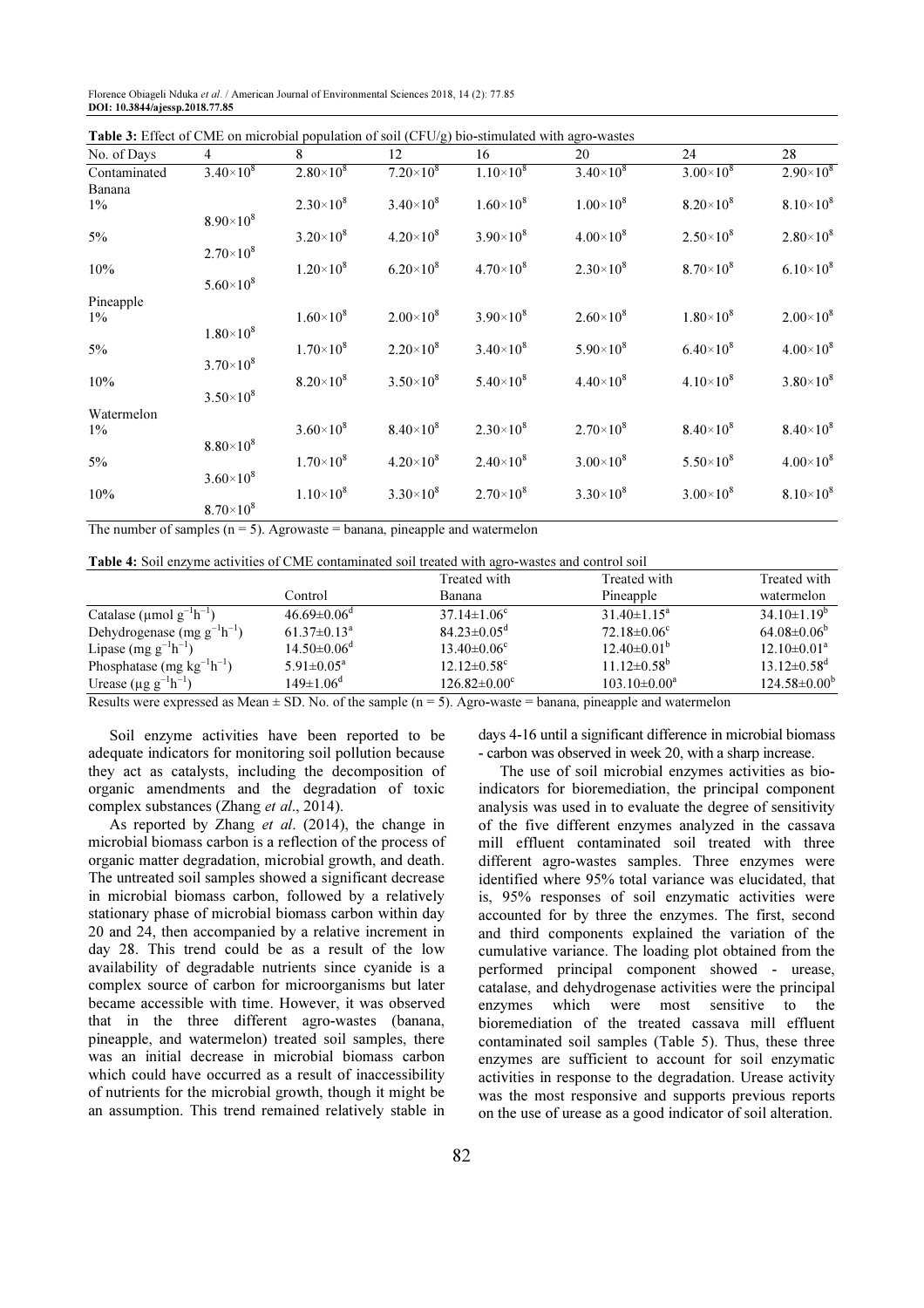**Table 3:** Effect of CME on microbial population of soil (CFU/g) bio-stimulated with agro-wastes

| No. of Days | 4 | 8 | 12 | 16 | 20 | 24 | 28 |
|---|---|---|---|---|---|---|---|
| Contaminated | $3.40\times10^8$ | $2.80\times10^8$ | $7.20\times10^8$ | $1.10\times10^8$ | $3.40\times10^8$ | $3.00\times10^8$ | $2.90\times10^8$ |
| Banana | | | | | | | |
| 1% | $8.90\times10^8$ | $2.30\times10^8$ | $3.40\times10^8$ | $1.60\times10^8$ | $1.00\times10^8$ | $8.20\times10^8$ | $8.10\times10^8$ |
| 5% | $2.70\times10^8$ | $3.20\times10^8$ | $4.20\times10^8$ | $3.90\times10^8$ | $4.00\times10^8$ | $2.50\times10^8$ | $2.80\times10^8$ |
| 10% | $5.60\times10^8$ | $1.20\times10^8$ | $6.20\times10^8$ | $4.70\times10^8$ | $2.30\times10^8$ | $8.70\times10^8$ | $6.10\times10^8$ |
| Pineapple | | | | | | | |
| 1% | $1.80\times10^8$ | $1.60\times10^8$ | $2.00\times10^8$ | $3.90\times10^8$ | $2.60\times10^8$ | $1.80\times10^8$ | $2.00\times10^8$ |
| 5% | $3.70\times10^8$ | $1.70\times10^8$ | $2.20\times10^8$ | $3.40\times10^8$ | $5.90\times10^8$ | $6.40\times10^8$ | $4.00\times10^8$ |
| 10% | $3.50\times10^8$ | $8.20\times10^8$ | $3.50\times10^8$ | $5.40\times10^8$ | $4.40\times10^8$ | $4.10\times10^8$ | $3.80\times10^8$ |
| Watermelon | | | | | | | |
| 1% | $8.80\times10^8$ | $3.60\times10^8$ | $8.40\times10^8$ | $2.30\times10^8$ | $2.70\times10^8$ | $8.40\times10^8$ | $8.40\times10^8$ |
| 5% | $3.60\times10^8$ | $1.70\times10^8$ | $4.20\times10^8$ | $2.40\times10^8$ | $3.00\times10^8$ | $5.50\times10^8$ | $4.00\times10^8$ |
| 10% | $8.70\times10^8$ | $1.10\times10^8$ | $3.30\times10^8$ | $2.70\times10^8$ | $3.30\times10^8$ | $3.00\times10^8$ | $8.10\times10^8$ |

The number of samples (n = 5). Agrowaste = banana, pineapple and watermelon

**Table 4:** Soil enzyme activities of CME contaminated soil treated with agro-wastes and control soil

| | Control | Treated with Banana | Treated with Pineapple | Treated with watermelon |
|---|---|---|---|---|
| Catalase ($\mu$mol $g^{-1}h^{-1}$) | $46.69\pm0.06^d$ | $37.14\pm1.06^c$ | $31.40\pm1.15^a$ | $34.10\pm1.19^b$ |
| Dehydrogenase (mg $g^{-1}h^{-1}$) | $61.37\pm0.13^a$ | $84.23\pm0.05^d$ | $72.18\pm0.06^c$ | $64.08\pm0.06^b$ |
| Lipase (mg $g^{-1}h^{-1}$) | $14.50\pm0.06^d$ | $13.40\pm0.06^c$ | $12.40\pm0.01^b$ | $12.10\pm0.01^a$ |
| Phosphatase (mg $kg^{-1}h^{-1}$) | $5.91\pm0.05^a$ | $12.12\pm0.58^c$ | $11.12\pm0.58^b$ | $13.12\pm0.58^d$ |
| Urease ($\mu$g $g^{-1}h^{-1}$) | $149\pm1.06^d$ | $126.82\pm0.00^c$ | $103.10\pm0.00^a$ | $124.58\pm0.00^b$ |

Results were expressed as Mean ± SD. No. of the sample (n = 5). Agro-waste = banana, pineapple and watermelon

Soil enzyme activities have been reported to be adequate indicators for monitoring soil pollution because they act as catalysts, including the decomposition of organic amendments and the degradation of toxic complex substances (Zhang *et al*., 2014).

As reported by Zhang *et al*. (2014), the change in microbial biomass carbon is a reflection of the process of organic matter degradation, microbial growth, and death. The untreated soil samples showed a significant decrease in microbial biomass carbon, followed by a relatively stationary phase of microbial biomass carbon within day 20 and 24, then accompanied by a relative increment in day 28. This trend could be as a result of the low availability of degradable nutrients since cyanide is a complex source of carbon for microorganisms but later became accessible with time. However, it was observed that in the three different agro-wastes (banana, pineapple, and watermelon) treated soil samples, there was an initial decrease in microbial biomass carbon which could have occurred as a result of inaccessibility of nutrients for the microbial growth, though it might be an assumption. This trend remained relatively stable in days 4-16 until a significant difference in microbial biomass - carbon was observed in week 20, with a sharp increase.

The use of soil microbial enzymes activities as bio-indicators for bioremediation, the principal component analysis was used in to evaluate the degree of sensitivity of the five different enzymes analyzed in the cassava mill effluent contaminated soil treated with three different agro-wastes samples. Three enzymes were identified where 95% total variance was elucidated, that is, 95% responses of soil enzymatic activities were accounted for by three the enzymes. The first, second and third components explained the variation of the cumulative variance. The loading plot obtained from the performed principal component showed - urease, catalase, and dehydrogenase activities were the principal enzymes which were most sensitive to the bioremediation of the treated cassava mill effluent contaminated soil samples (Table 5). Thus, these three enzymes are sufficient to account for soil enzymatic activities in response to the degradation. Urease activity was the most responsive and supports previous reports on the use of urease as a good indicator of soil alteration.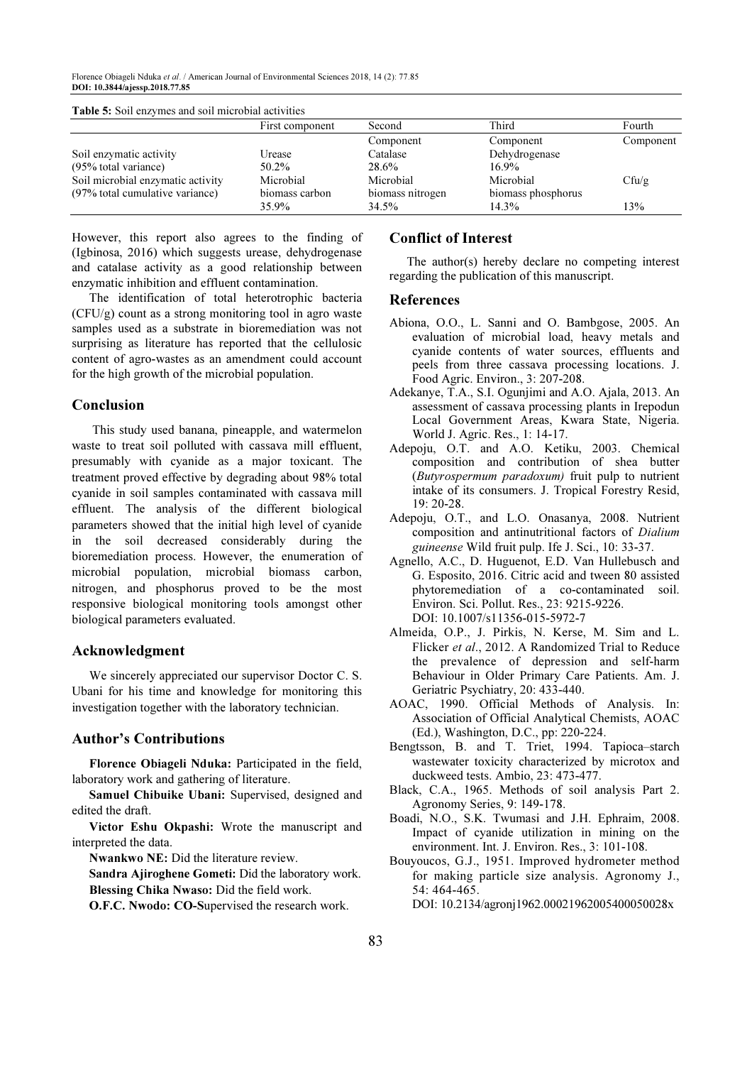**Table 5:** Soil enzymes and soil microbial activities

| | First component | Second Component | Third Component | Fourth Component |
|---|---|---|---|---|
| Soil enzymatic activity (95% total variance) | Urease 50.2% | Catalase 28.6% | Dehydrogenase 16.9% | |
| Soil microbial enzymatic activity (97% total cumulative variance) | Microbial biomass carbon 35.9% | Microbial biomass nitrogen 34.5% | Microbial biomass phosphorus 14.3% | Cfu/g 13% |

However, this report also agrees to the finding of (Igbinosa, 2016) which suggests urease, dehydrogenase and catalase activity as a good relationship between enzymatic inhibition and effluent contamination.

The identification of total heterotrophic bacteria (CFU/g) count as a strong monitoring tool in agro waste samples used as a substrate in bioremediation was not surprising as literature has reported that the cellulosic content of agro-wastes as an amendment could account for the high growth of the microbial population.

## Conclusion

This study used banana, pineapple, and watermelon waste to treat soil polluted with cassava mill effluent, presumably with cyanide as a major toxicant. The treatment proved effective by degrading about 98% total cyanide in soil samples contaminated with cassava mill effluent. The analysis of the different biological parameters showed that the initial high level of cyanide in the soil decreased considerably during the bioremediation process. However, the enumeration of microbial population, microbial biomass carbon, nitrogen, and phosphorus proved to be the most responsive biological monitoring tools amongst other biological parameters evaluated.

## Acknowledgment

We sincerely appreciated our supervisor Doctor C. S. Ubani for his time and knowledge for monitoring this investigation together with the laboratory technician.

## Author's Contributions

**Florence Obiageli Nduka:** Participated in the field, laboratory work and gathering of literature.

**Samuel Chibuike Ubani:** Supervised, designed and edited the draft.

**Victor Eshu Okpashi:** Wrote the manuscript and interpreted the data.

**Nwankwo NE:** Did the literature review.

**Sandra Ajiroghene Gometi:** Did the laboratory work.

**Blessing Chika Nwaso:** Did the field work.

**O.F.C. Nwodo: CO-S**upervised the research work.

## Conflict of Interest

The author(s) hereby declare no competing interest regarding the publication of this manuscript.

## References

Abiona, O.O., L. Sanni and O. Bambgose, 2005. An evaluation of microbial load, heavy metals and cyanide contents of water sources, effluents and peels from three cassava processing locations. J. Food Agric. Environ., 3: 207-208.

Adekanye, T.A., S.I. Ogunjimi and A.O. Ajala, 2013. An assessment of cassava processing plants in Irepodun Local Government Areas, Kwara State, Nigeria. World J. Agric. Res., 1: 14-17.

Adepoju, O.T. and A.O. Ketiku, 2003. Chemical composition and contribution of shea butter (*Butyrospermum paradoxum)* fruit pulp to nutrient intake of its consumers. J. Tropical Forestry Resid, 19: 20-28.

Adepoju, O.T., and L.O. Onasanya, 2008. Nutrient composition and antinutritional factors of *Dialium guineense* Wild fruit pulp. Ife J. Sci., 10: 33-37.

Agnello, A.C., D. Huguenot, E.D. Van Hullebusch and G. Esposito, 2016. Citric acid and tween 80 assisted phytoremediation of a co-contaminated soil. Environ. Sci. Pollut. Res., 23: 9215-9226. DOI: 10.1007/s11356-015-5972-7

Almeida, O.P., J. Pirkis, N. Kerse, M. Sim and L. Flicker *et al*., 2012. A Randomized Trial to Reduce the prevalence of depression and self-harm Behaviour in Older Primary Care Patients. Am. J. Geriatric Psychiatry, 20: 433-440.

AOAC, 1990. Official Methods of Analysis. In: Association of Official Analytical Chemists, AOAC (Ed.), Washington, D.C., pp: 220-224.

Bengtsson, B. and T. Triet, 1994. Tapioca–starch wastewater toxicity characterized by microtox and duckweed tests. Ambio, 23: 473-477.

Black, C.A., 1965. Methods of soil analysis Part 2. Agronomy Series, 9: 149-178.

Boadi, N.O., S.K. Twumasi and J.H. Ephraim, 2008. Impact of cyanide utilization in mining on the environment. Int. J. Environ. Res., 3: 101-108.

Bouyoucos, G.J., 1951. Improved hydrometer method for making particle size analysis. Agronomy J., 54: 464-465. DOI: 10.2134/agronj1962.00021962005400050028x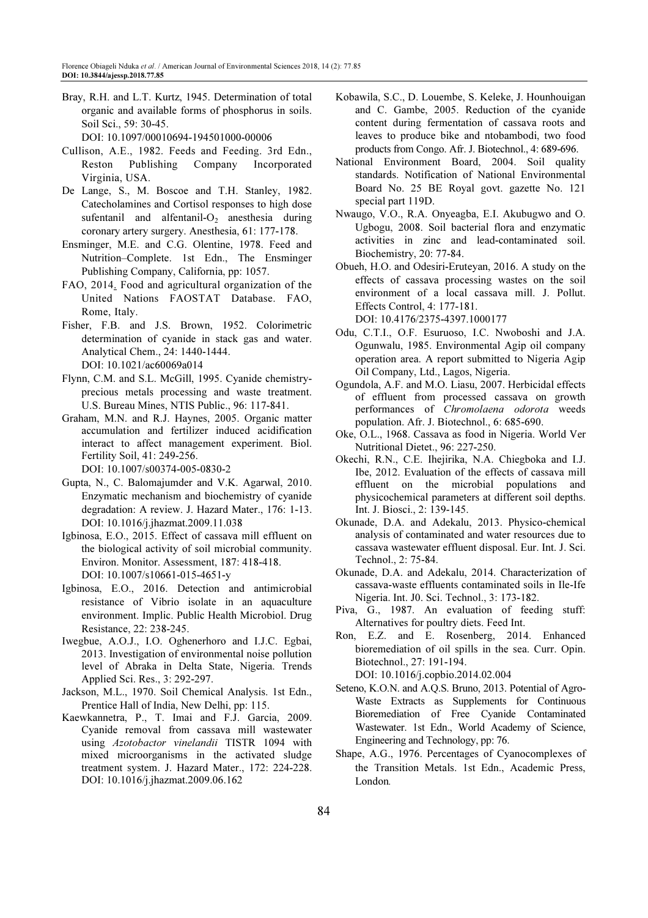Bray, R.H. and L.T. Kurtz, 1945. Determination of total organic and available forms of phosphorus in soils. Soil Sci., 59: 30-45.
DOI: 10.1097/00010694-194501000-00006

Cullison, A.E., 1982. Feeds and Feeding. 3rd Edn., Reston Publishing Company Incorporated Virginia, USA.

De Lange, S., M. Boscoe and T.H. Stanley, 1982. Catecholamines and Cortisol responses to high dose sufentanil and alfentanil-$O_2$ anesthesia during coronary artery surgery. Anesthesia, 61: 177-178.

Ensminger, M.E. and C.G. Olentine, 1978. Feed and Nutrition–Complete. 1st Edn., The Ensminger Publishing Company, California, pp: 1057.

FAO, 2014. Food and agricultural organization of the United Nations FAOSTAT Database. FAO, Rome, Italy.

Fisher, F.B. and J.S. Brown, 1952. Colorimetric determination of cyanide in stack gas and water. Analytical Chem., 24: 1440-1444.
DOI: 10.1021/ac60069a014

Flynn, C.M. and S.L. McGill, 1995. Cyanide chemistry-precious metals processing and waste treatment. U.S. Bureau Mines, NTIS Public., 96: 117-841.

Graham, M.N. and R.J. Haynes, 2005. Organic matter accumulation and fertilizer induced acidification interact to affect management experiment. Biol. Fertility Soil, 41: 249-256.
DOI: 10.1007/s00374-005-0830-2

Gupta, N., C. Balomajumder and V.K. Agarwal, 2010. Enzymatic mechanism and biochemistry of cyanide degradation: A review. J. Hazard Mater., 176: 1-13.
DOI: 10.1016/j.jhazmat.2009.11.038

Igbinosa, E.O., 2015. Effect of cassava mill effluent on the biological activity of soil microbial community. Environ. Monitor. Assessment, 187: 418-418.
DOI: 10.1007/s10661-015-4651-y

Igbinosa, E.O., 2016. Detection and antimicrobial resistance of Vibrio isolate in an aquaculture environment. Implic. Public Health Microbiol. Drug Resistance, 22: 238-245.

Iwegbue, A.O.J., I.O. Oghenerhoro and I.J.C. Egbai, 2013. Investigation of environmental noise pollution level of Abraka in Delta State, Nigeria. Trends Applied Sci. Res., 3: 292-297.

Jackson, M.L., 1970. Soil Chemical Analysis. 1st Edn., Prentice Hall of India, New Delhi, pp: 115.

Kaewkannetra, P., T. Imai and F.J. Garcia, 2009. Cyanide removal from cassava mill wastewater using *Azotobactor vinelandii* TISTR 1094 with mixed microorganisms in the activated sludge treatment system. J. Hazard Mater., 172: 224-228.
DOI: 10.1016/j.jhazmat.2009.06.162

Kobawila, S.C., D. Louembe, S. Keleke, J. Hounhouigan and C. Gambe, 2005. Reduction of the cyanide content during fermentation of cassava roots and leaves to produce bike and ntobambodi, two food products from Congo. Afr. J. Biotechnol., 4: 689-696.

National Environment Board, 2004. Soil quality standards. Notification of National Environmental Board No. 25 BE Royal govt. gazette No. 121 special part 119D.

Nwaugo, V.O., R.A. Onyeagba, E.I. Akubugwo and O. Ugbogu, 2008. Soil bacterial flora and enzymatic activities in zinc and lead-contaminated soil. Biochemistry, 20: 77-84.

Obueh, H.O. and Odesiri-Eruteyan, 2016. A study on the effects of cassava processing wastes on the soil environment of a local cassava mill. J. Pollut. Effects Control, 4: 177-181.
DOI: 10.4176/2375-4397.1000177

Odu, C.T.I., O.F. Esuruoso, I.C. Nwoboshi and J.A. Ogunwalu, 1985. Environmental Agip oil company operation area. A report submitted to Nigeria Agip Oil Company, Ltd., Lagos, Nigeria.

Ogundola, A.F. and M.O. Liasu, 2007. Herbicidal effects of effluent from processed cassava on growth performances of *Chromolaena odorota* weeds population. Afr. J. Biotechnol., 6: 685-690.

Oke, O.L., 1968. Cassava as food in Nigeria. World Ver Nutritional Dietet., 96: 227-250.

Okechi, R.N., C.E. Ihejirika, N.A. Chiegboka and I.J. Ibe, 2012. Evaluation of the effects of cassava mill effluent on the microbial populations and physicochemical parameters at different soil depths. Int. J. Biosci., 2: 139-145.

Okunade, D.A. and Adekalu, 2013. Physico-chemical analysis of contaminated and water resources due to cassava wastewater effluent disposal. Eur. Int. J. Sci. Technol., 2: 75-84.

Okunade, D.A. and Adekalu, 2014. Characterization of cassava-waste effluents contaminated soils in Ile-Ife Nigeria. Int. J0. Sci. Technol., 3: 173-182.

Piva, G., 1987. An evaluation of feeding stuff: Alternatives for poultry diets. Feed Int.

Ron, E.Z. and E. Rosenberg, 2014. Enhanced bioremediation of oil spills in the sea. Curr. Opin. Biotechnol., 27: 191-194.
DOI: 10.1016/j.copbio.2014.02.004

Seteno, K.O.N. and A.Q.S. Bruno, 2013. Potential of Agro-Waste Extracts as Supplements for Continuous Bioremediation of Free Cyanide Contaminated Wastewater. 1st Edn., World Academy of Science, Engineering and Technology, pp: 76.

Shape, A.G., 1976. Percentages of Cyanocomplexes of the Transition Metals. 1st Edn., Academic Press, London.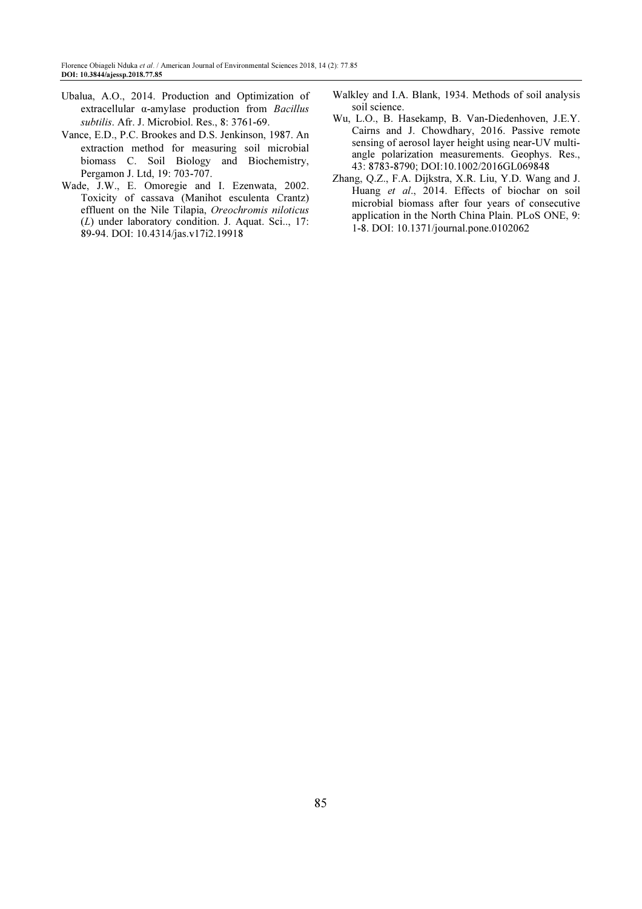Ubalua, A.O., 2014. Production and Optimization of extracellular α-amylase production from *Bacillus subtilis*. Afr. J. Microbiol. Res., 8: 3761-69.

Vance, E.D., P.C. Brookes and D.S. Jenkinson, 1987. An extraction method for measuring soil microbial biomass C. Soil Biology and Biochemistry, Pergamon J. Ltd, 19: 703-707.

Wade, J.W., E. Omoregie and I. Ezenwata, 2002. Toxicity of cassava (Manihot esculenta Crantz) effluent on the Nile Tilapia, *Oreochromis niloticus* (*L*) under laboratory condition. J. Aquat. Sci.., 17: 89-94. DOI: 10.4314/jas.v17i2.19918

Walkley and I.A. Blank, 1934. Methods of soil analysis soil science.

Wu, L.O., B. Hasekamp, B. Van-Diedenhoven, J.E.Y. Cairns and J. Chowdhary, 2016. Passive remote sensing of aerosol layer height using near-UV multi-angle polarization measurements. Geophys. Res., 43: 8783-8790; DOI:10.1002/2016GL069848

Zhang, Q.Z., F.A. Dijkstra, X.R. Liu, Y.D. Wang and J. Huang *et al*., 2014. Effects of biochar on soil microbial biomass after four years of consecutive application in the North China Plain. PLoS ONE, 9: 1-8. DOI: 10.1371/journal.pone.0102062